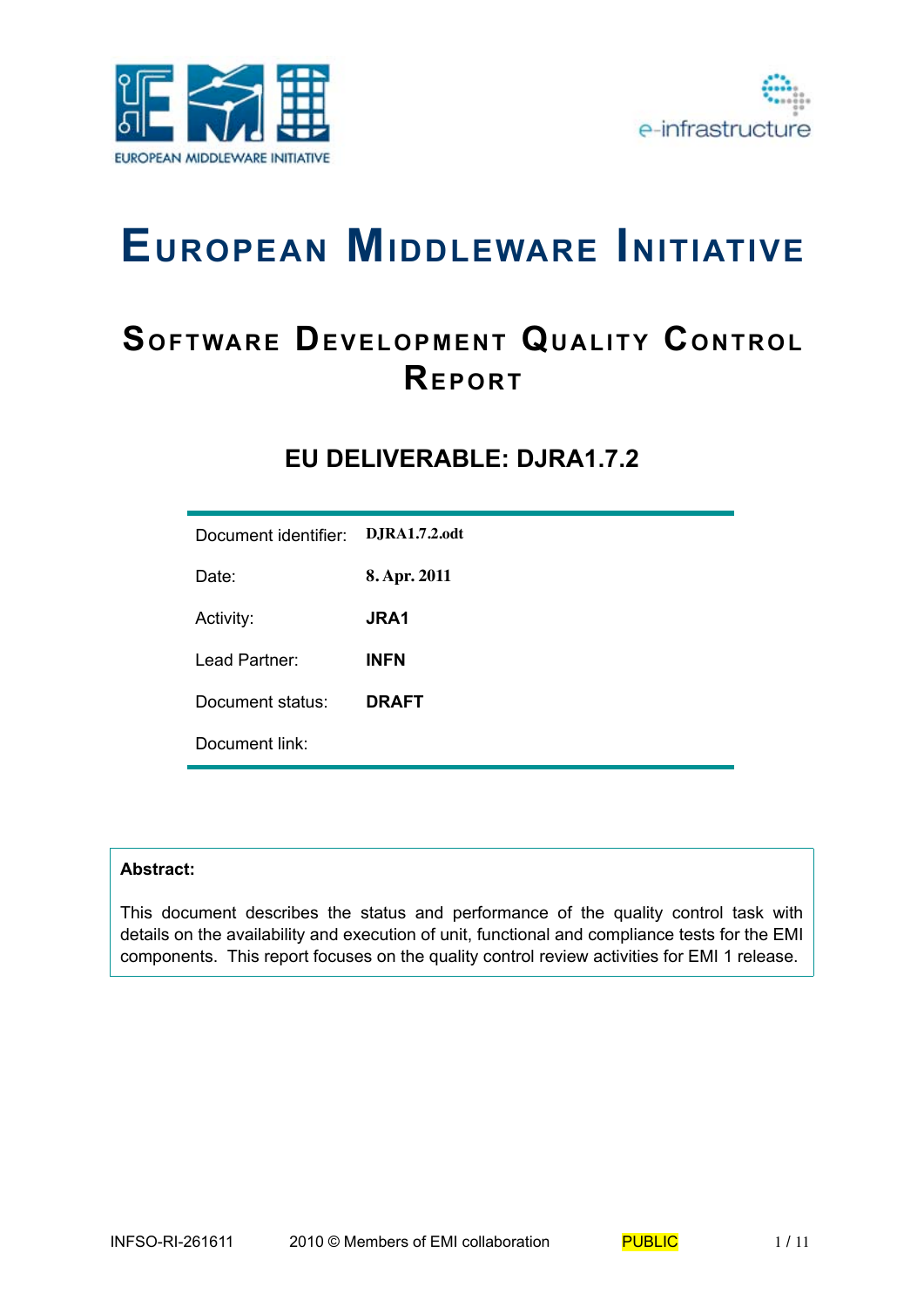# EUROPEAN MIDDLEWARE INITIATIVE

## SOFTWARE DEVELOPMENT QUALITY CONTROL REPORT

### EU DELIVERABLE: DJRA1.7.2

| | |
|---|---|
| Document identifier: | **DJRA1.7.2.odt** |
| Date: | **8. Apr. 2011** |
| Activity: | **JRA1** |
| Lead Partner: | **INFN** |
| Document status: | **DRAFT** |
| Document link: | |

**Abstract:**

This document describes the status and performance of the quality control task with details on the availability and execution of unit, functional and compliance tests for the EMI components. This report focuses on the quality control review activities for EMI 1 release.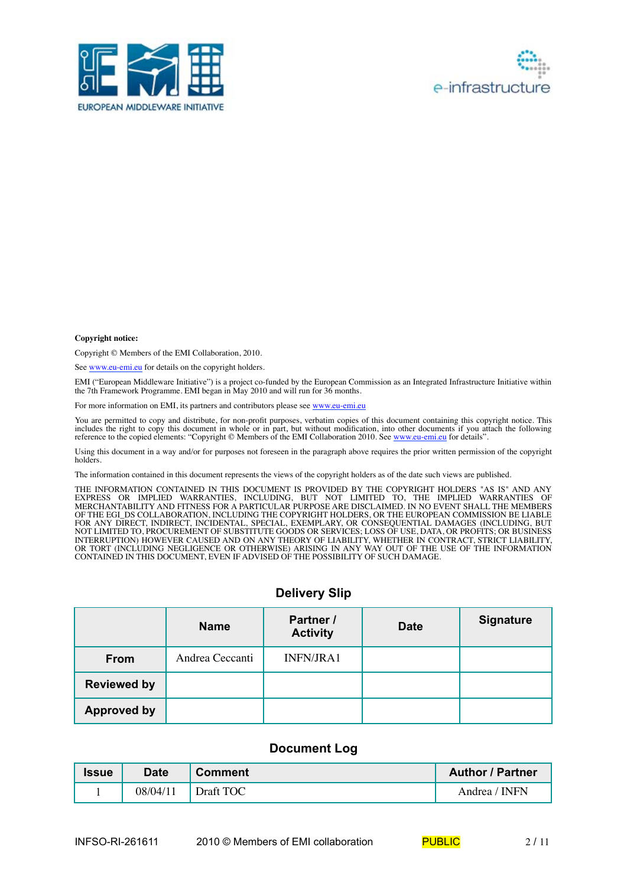**Copyright notice:**

Copyright © Members of the EMI Collaboration, 2010.

See www.eu-emi.eu for details on the copyright holders.

EMI ("European Middleware Initiative") is a project co-funded by the European Commission as an Integrated Infrastructure Initiative within the 7th Framework Programme. EMI began in May 2010 and will run for 36 months.

For more information on EMI, its partners and contributors please see www.eu-emi.eu

You are permitted to copy and distribute, for non-profit purposes, verbatim copies of this document containing this copyright notice. This includes the right to copy this document in whole or in part, but without modification, into other documents if you attach the following reference to the copied elements: "Copyright © Members of the EMI Collaboration 2010. See www.eu-emi.eu for details".

Using this document in a way and/or for purposes not foreseen in the paragraph above requires the prior written permission of the copyright holders.

The information contained in this document represents the views of the copyright holders as of the date such views are published.

THE INFORMATION CONTAINED IN THIS DOCUMENT IS PROVIDED BY THE COPYRIGHT HOLDERS "AS IS" AND ANY EXPRESS OR IMPLIED WARRANTIES, INCLUDING, BUT NOT LIMITED TO, THE IMPLIED WARRANTIES OF MERCHANTABILITY AND FITNESS FOR A PARTICULAR PURPOSE ARE DISCLAIMED. IN NO EVENT SHALL THE MEMBERS OF THE EGI_DS COLLABORATION, INCLUDING THE COPYRIGHT HOLDERS, OR THE EUROPEAN COMMISSION BE LIABLE FOR ANY DIRECT, INDIRECT, INCIDENTAL, SPECIAL, EXEMPLARY, OR CONSEQUENTIAL DAMAGES (INCLUDING, BUT NOT LIMITED TO, PROCUREMENT OF SUBSTITUTE GOODS OR SERVICES; LOSS OF USE, DATA, OR PROFITS; OR BUSINESS INTERRUPTION) HOWEVER CAUSED AND ON ANY THEORY OF LIABILITY, WHETHER IN CONTRACT, STRICT LIABILITY, OR TORT (INCLUDING NEGLIGENCE OR OTHERWISE) ARISING IN ANY WAY OUT OF THE USE OF THE INFORMATION CONTAINED IN THIS DOCUMENT, EVEN IF ADVISED OF THE POSSIBILITY OF SUCH DAMAGE.

## Delivery Slip

| | Name | Partner / Activity | Date | Signature |
|---|---|---|---|---|
| **From** | Andrea Ceccanti | INFN/JRA1 | | |
| **Reviewed by** | | | | |
| **Approved by** | | | | |

## Document Log

| Issue | Date | Comment | Author / Partner |
|---|---|---|---|
| 1 | 08/04/11 | Draft TOC | Andrea / INFN |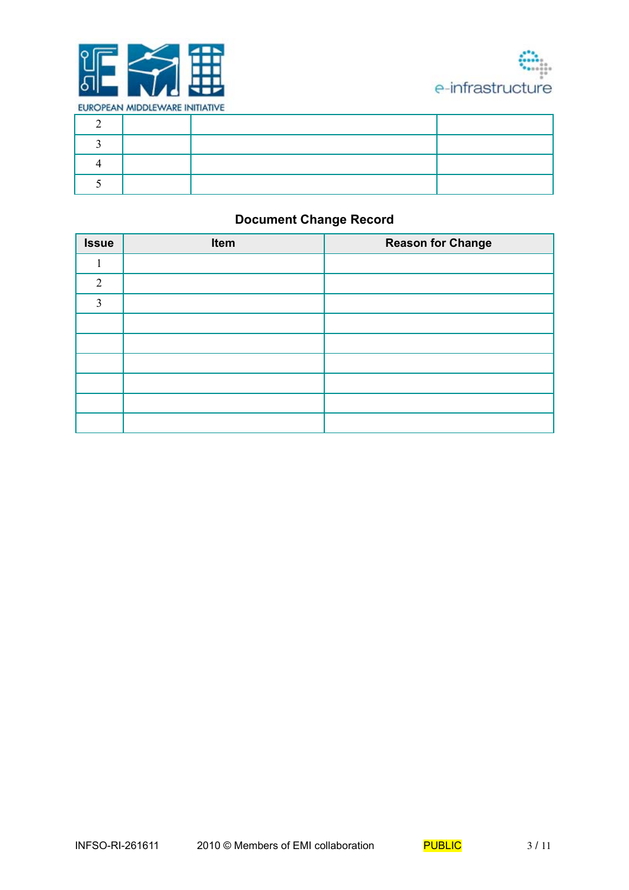| | | | |
|---|---|---|---|
| 2 | | | |
| 3 | | | |
| 4 | | | |
| 5 | | | |

**Document Change Record**

| Issue | Item | Reason for Change |
|---|---|---|
| 1 | | |
| 2 | | |
| 3 | | |
| | | |
| | | |
| | | |
| | | |
| | | |
| | | |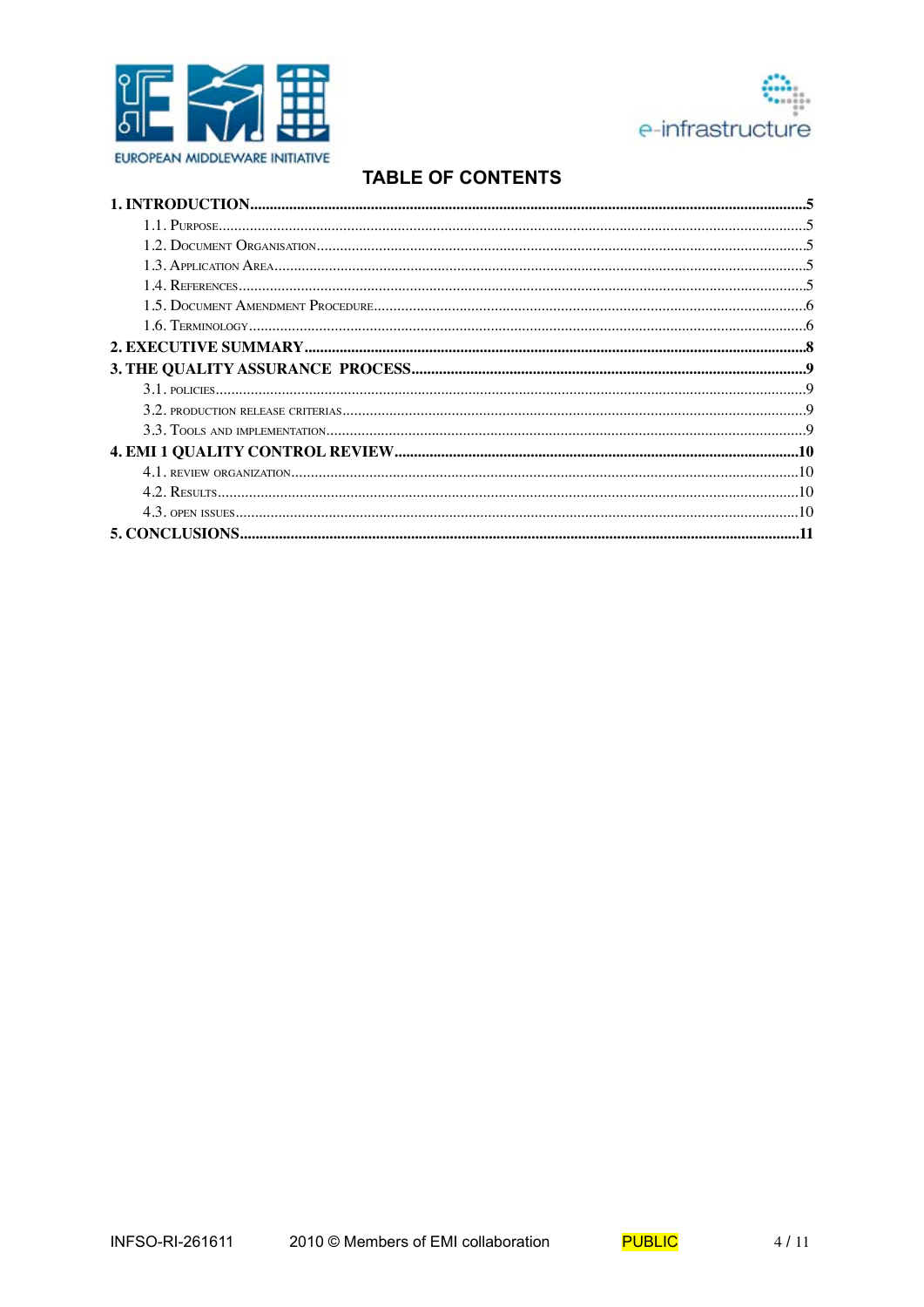## TABLE OF CONTENTS

1. INTRODUCTION ..... 5
   - 1.1. Purpose ..... 5
   - 1.2. Document Organisation ..... 5
   - 1.3. Application Area ..... 5
   - 1.4. References ..... 5
   - 1.5. Document Amendment Procedure ..... 6
   - 1.6. Terminology ..... 6
2. EXECUTIVE SUMMARY ..... 8
3. THE QUALITY ASSURANCE PROCESS ..... 9
   - 3.1. policies ..... 9
   - 3.2. production release criterias ..... 9
   - 3.3. Tools and implementation ..... 9
4. EMI 1 QUALITY CONTROL REVIEW ..... 10
   - 4.1. review organization ..... 10
   - 4.2. Results ..... 10
   - 4.3. open issues ..... 10
5. CONCLUSIONS ..... 11